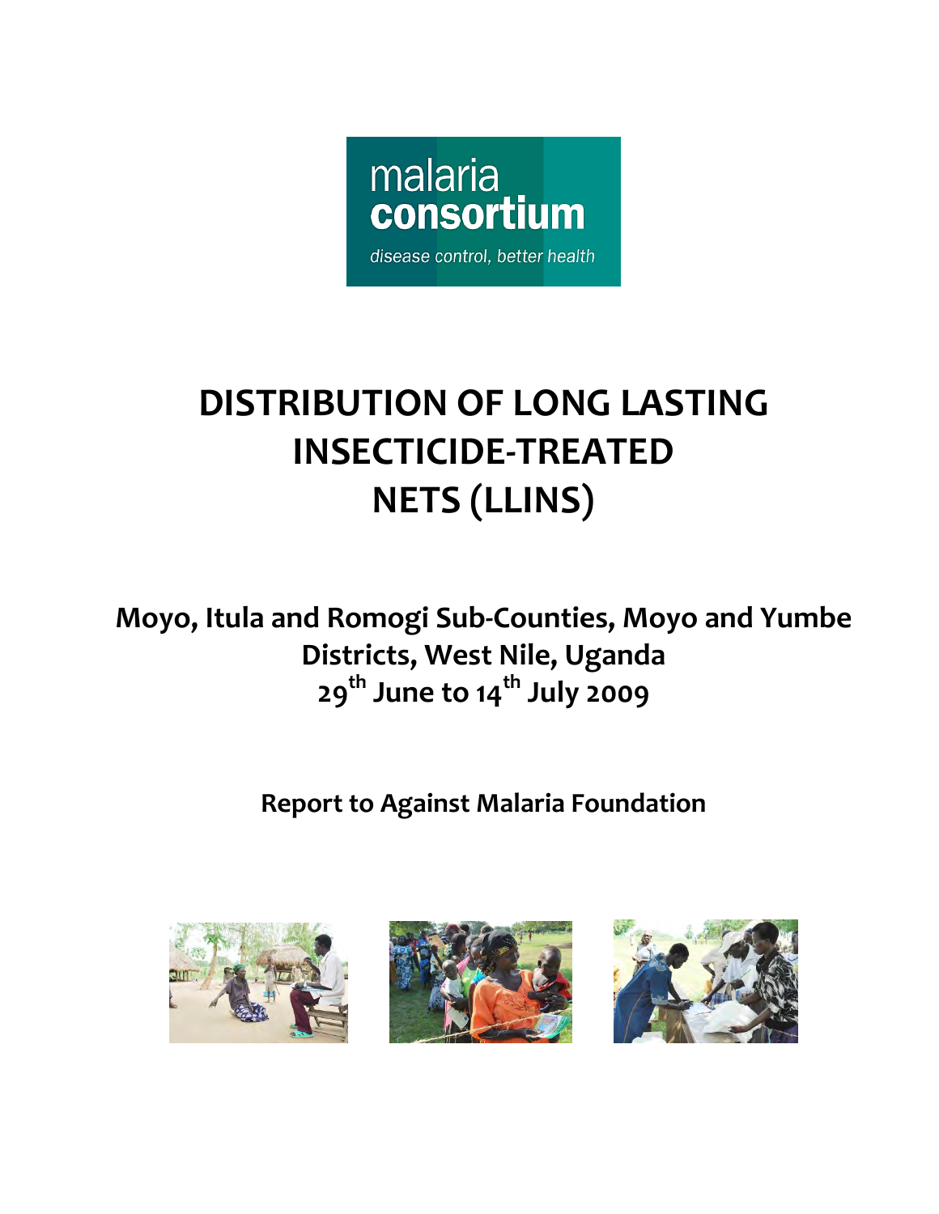malaria consortium

disease control, better health

# DISTRIBUTION OF LONG LASTING INSECTICIDE-TREATED NETS (LLINS)

## Moyo, Itula and Romogi Sub-Counties, Moyo and Yumbe Districts, West Nile, Uganda

## 29th June to 14th July 2009

## Report to Against Malaria Foundation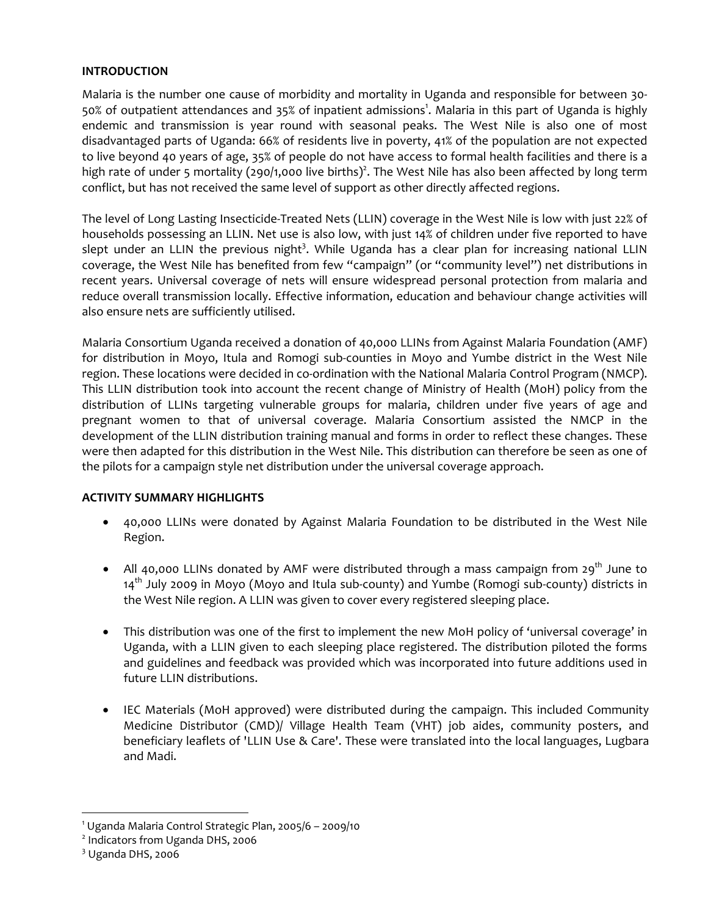## INTRODUCTION

Malaria is the number one cause of morbidity and mortality in Uganda and responsible for between 30-50% of outpatient attendances and 35% of inpatient admissions[1]. Malaria in this part of Uganda is highly endemic and transmission is year round with seasonal peaks. The West Nile is also one of most disadvantaged parts of Uganda: 66% of residents live in poverty, 41% of the population are not expected to live beyond 40 years of age, 35% of people do not have access to formal health facilities and there is a high rate of under 5 mortality (290/1,000 live births)[2]. The West Nile has also been affected by long term conflict, but has not received the same level of support as other directly affected regions.

The level of Long Lasting Insecticide-Treated Nets (LLIN) coverage in the West Nile is low with just 22% of households possessing an LLIN. Net use is also low, with just 14% of children under five reported to have slept under an LLIN the previous night[3]. While Uganda has a clear plan for increasing national LLIN coverage, the West Nile has benefited from few "campaign" (or "community level") net distributions in recent years. Universal coverage of nets will ensure widespread personal protection from malaria and reduce overall transmission locally. Effective information, education and behaviour change activities will also ensure nets are sufficiently utilised.

Malaria Consortium Uganda received a donation of 40,000 LLINs from Against Malaria Foundation (AMF) for distribution in Moyo, Itula and Romogi sub-counties in Moyo and Yumbe district in the West Nile region. These locations were decided in co-ordination with the National Malaria Control Program (NMCP). This LLIN distribution took into account the recent change of Ministry of Health (MoH) policy from the distribution of LLINs targeting vulnerable groups for malaria, children under five years of age and pregnant women to that of universal coverage. Malaria Consortium assisted the NMCP in the development of the LLIN distribution training manual and forms in order to reflect these changes. These were then adapted for this distribution in the West Nile. This distribution can therefore be seen as one of the pilots for a campaign style net distribution under the universal coverage approach.

## ACTIVITY SUMMARY HIGHLIGHTS

- 40,000 LLINs were donated by Against Malaria Foundation to be distributed in the West Nile Region.

- All 40,000 LLINs donated by AMF were distributed through a mass campaign from 29th June to 14th July 2009 in Moyo (Moyo and Itula sub-county) and Yumbe (Romogi sub-county) districts in the West Nile region. A LLIN was given to cover every registered sleeping place.

- This distribution was one of the first to implement the new MoH policy of 'universal coverage' in Uganda, with a LLIN given to each sleeping place registered. The distribution piloted the forms and guidelines and feedback was provided which was incorporated into future additions used in future LLIN distributions.

- IEC Materials (MoH approved) were distributed during the campaign. This included Community Medicine Distributor (CMD)/ Village Health Team (VHT) job aides, community posters, and beneficiary leaflets of 'LLIN Use & Care'. These were translated into the local languages, Lugbara and Madi.

---

[1] Uganda Malaria Control Strategic Plan, 2005/6 – 2009/10

[2] Indicators from Uganda DHS, 2006

[3] Uganda DHS, 2006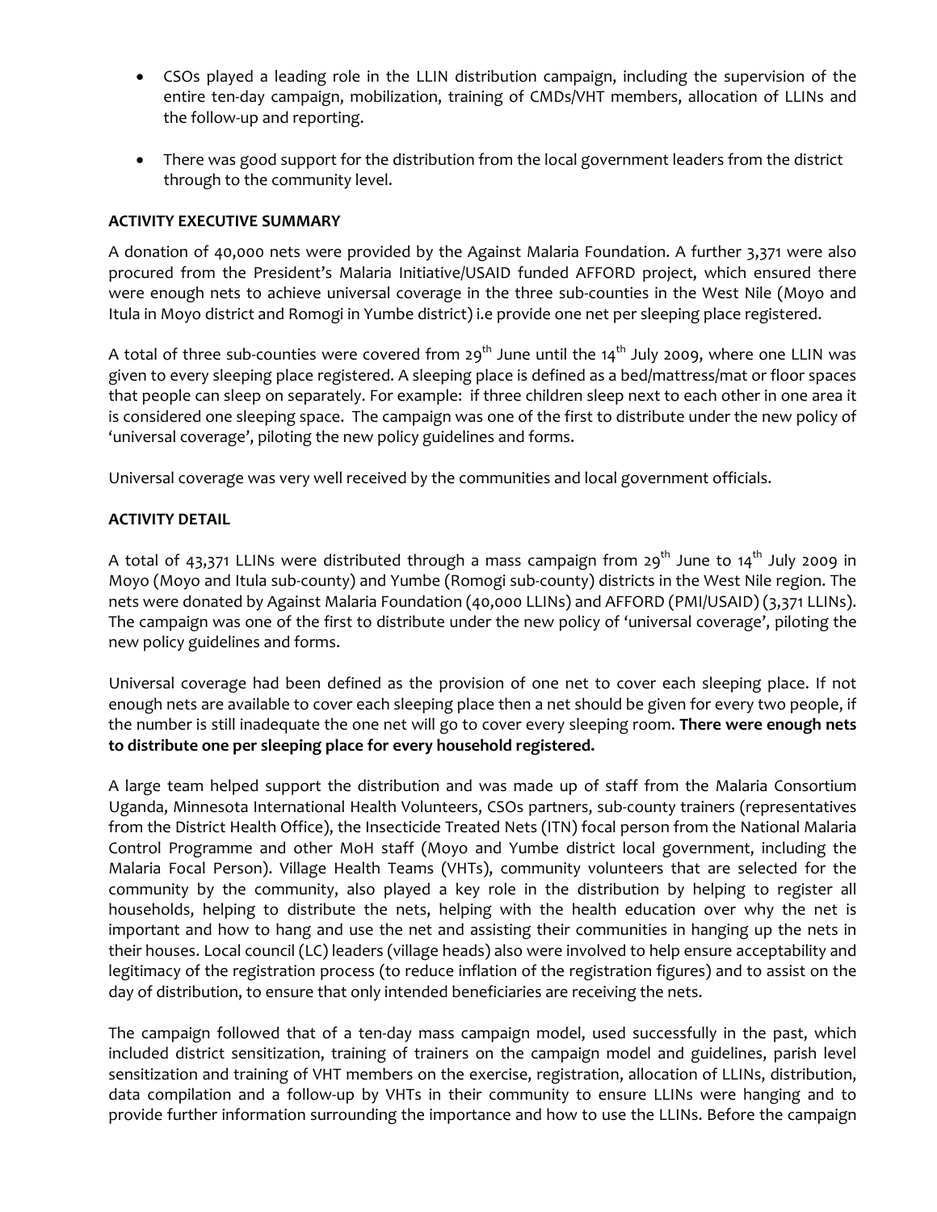- CSOs played a leading role in the LLIN distribution campaign, including the supervision of the entire ten-day campaign, mobilization, training of CMDs/VHT members, allocation of LLINs and the follow-up and reporting.
- There was good support for the distribution from the local government leaders from the district through to the community level.

**ACTIVITY EXECUTIVE SUMMARY**

A donation of 40,000 nets were provided by the Against Malaria Foundation. A further 3,371 were also procured from the President's Malaria Initiative/USAID funded AFFORD project, which ensured there were enough nets to achieve universal coverage in the three sub-counties in the West Nile (Moyo and Itula in Moyo district and Romogi in Yumbe district) i.e provide one net per sleeping place registered.

A total of three sub-counties were covered from 29th June until the 14th July 2009, where one LLIN was given to every sleeping place registered. A sleeping place is defined as a bed/mattress/mat or floor spaces that people can sleep on separately. For example: if three children sleep next to each other in one area it is considered one sleeping space. The campaign was one of the first to distribute under the new policy of 'universal coverage', piloting the new policy guidelines and forms.

Universal coverage was very well received by the communities and local government officials.

**ACTIVITY DETAIL**

A total of 43,371 LLINs were distributed through a mass campaign from 29th June to 14th July 2009 in Moyo (Moyo and Itula sub-county) and Yumbe (Romogi sub-county) districts in the West Nile region. The nets were donated by Against Malaria Foundation (40,000 LLINs) and AFFORD (PMI/USAID) (3,371 LLINs). The campaign was one of the first to distribute under the new policy of 'universal coverage', piloting the new policy guidelines and forms.

Universal coverage had been defined as the provision of one net to cover each sleeping place. If not enough nets are available to cover each sleeping place then a net should be given for every two people, if the number is still inadequate the one net will go to cover every sleeping room. **There were enough nets to distribute one per sleeping place for every household registered.**

A large team helped support the distribution and was made up of staff from the Malaria Consortium Uganda, Minnesota International Health Volunteers, CSOs partners, sub-county trainers (representatives from the District Health Office), the Insecticide Treated Nets (ITN) focal person from the National Malaria Control Programme and other MoH staff (Moyo and Yumbe district local government, including the Malaria Focal Person). Village Health Teams (VHTs), community volunteers that are selected for the community by the community, also played a key role in the distribution by helping to register all households, helping to distribute the nets, helping with the health education over why the net is important and how to hang and use the net and assisting their communities in hanging up the nets in their houses. Local council (LC) leaders (village heads) also were involved to help ensure acceptability and legitimacy of the registration process (to reduce inflation of the registration figures) and to assist on the day of distribution, to ensure that only intended beneficiaries are receiving the nets.

The campaign followed that of a ten-day mass campaign model, used successfully in the past, which included district sensitization, training of trainers on the campaign model and guidelines, parish level sensitization and training of VHT members on the exercise, registration, allocation of LLINs, distribution, data compilation and a follow-up by VHTs in their community to ensure LLINs were hanging and to provide further information surrounding the importance and how to use the LLINs. Before the campaign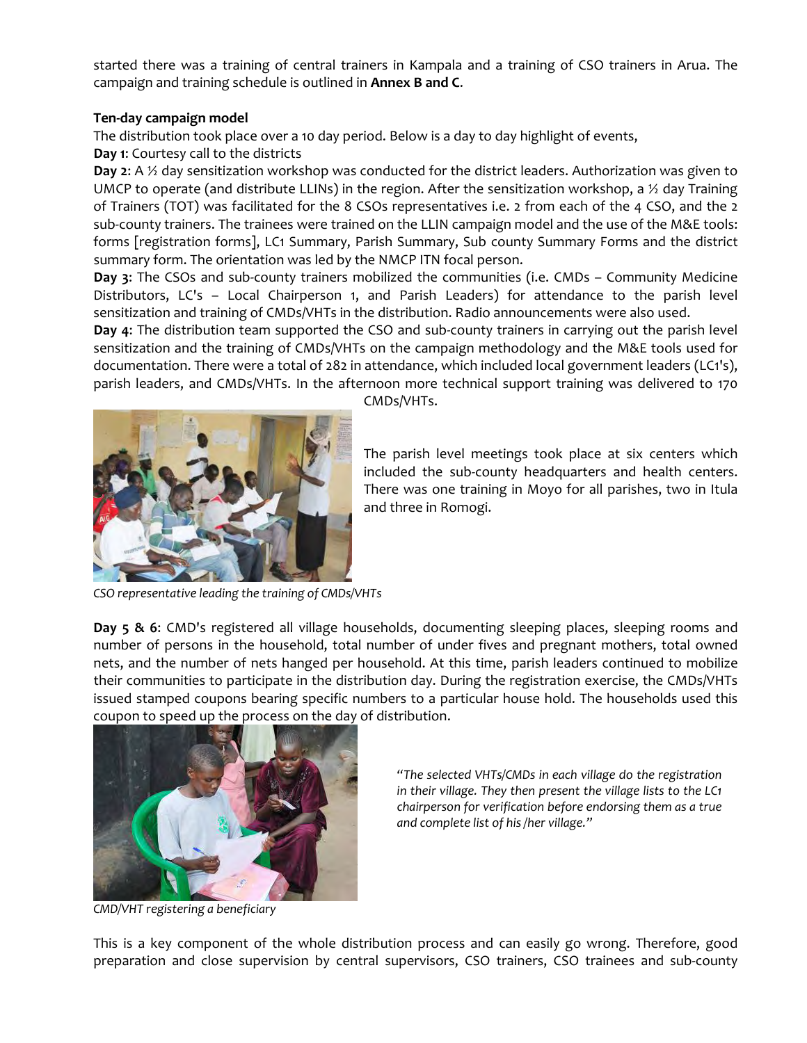started there was a training of central trainers in Kampala and a training of CSO trainers in Arua. The campaign and training schedule is outlined in **Annex B and C**.

**Ten-day campaign model**

The distribution took place over a 10 day period. Below is a day to day highlight of events,

**Day 1**: Courtesy call to the districts

**Day 2**: A ½ day sensitization workshop was conducted for the district leaders. Authorization was given to UMCP to operate (and distribute LLINs) in the region. After the sensitization workshop, a ½ day Training of Trainers (TOT) was facilitated for the 8 CSOs representatives i.e. 2 from each of the 4 CSO, and the 2 sub-county trainers. The trainees were trained on the LLIN campaign model and the use of the M&E tools: forms [registration forms], LC1 Summary, Parish Summary, Sub county Summary Forms and the district summary form. The orientation was led by the NMCP ITN focal person.

**Day 3**: The CSOs and sub-county trainers mobilized the communities (i.e. CMDs – Community Medicine Distributors, LC's – Local Chairperson 1, and Parish Leaders) for attendance to the parish level sensitization and training of CMDs/VHTs in the distribution. Radio announcements were also used.

**Day 4**: The distribution team supported the CSO and sub-county trainers in carrying out the parish level sensitization and the training of CMDs/VHTs on the campaign methodology and the M&E tools used for documentation. There were a total of 282 in attendance, which included local government leaders (LC1's), parish leaders, and CMDs/VHTs. In the afternoon more technical support training was delivered to 170 CMDs/VHTs.

The parish level meetings took place at six centers which included the sub-county headquarters and health centers. There was one training in Moyo for all parishes, two in Itula and three in Romogi.

*CSO representative leading the training of CMDs/VHTs*

**Day 5 & 6**: CMD's registered all village households, documenting sleeping places, sleeping rooms and number of persons in the household, total number of under fives and pregnant mothers, total owned nets, and the number of nets hanged per household. At this time, parish leaders continued to mobilize their communities to participate in the distribution day. During the registration exercise, the CMDs/VHTs issued stamped coupons bearing specific numbers to a particular house hold. The households used this coupon to speed up the process on the day of distribution.

*"The selected VHTs/CMDs in each village do the registration in their village. They then present the village lists to the LC1 chairperson for verification before endorsing them as a true and complete list of his /her village."*

*CMD/VHT registering a beneficiary*

This is a key component of the whole distribution process and can easily go wrong. Therefore, good preparation and close supervision by central supervisors, CSO trainers, CSO trainees and sub-county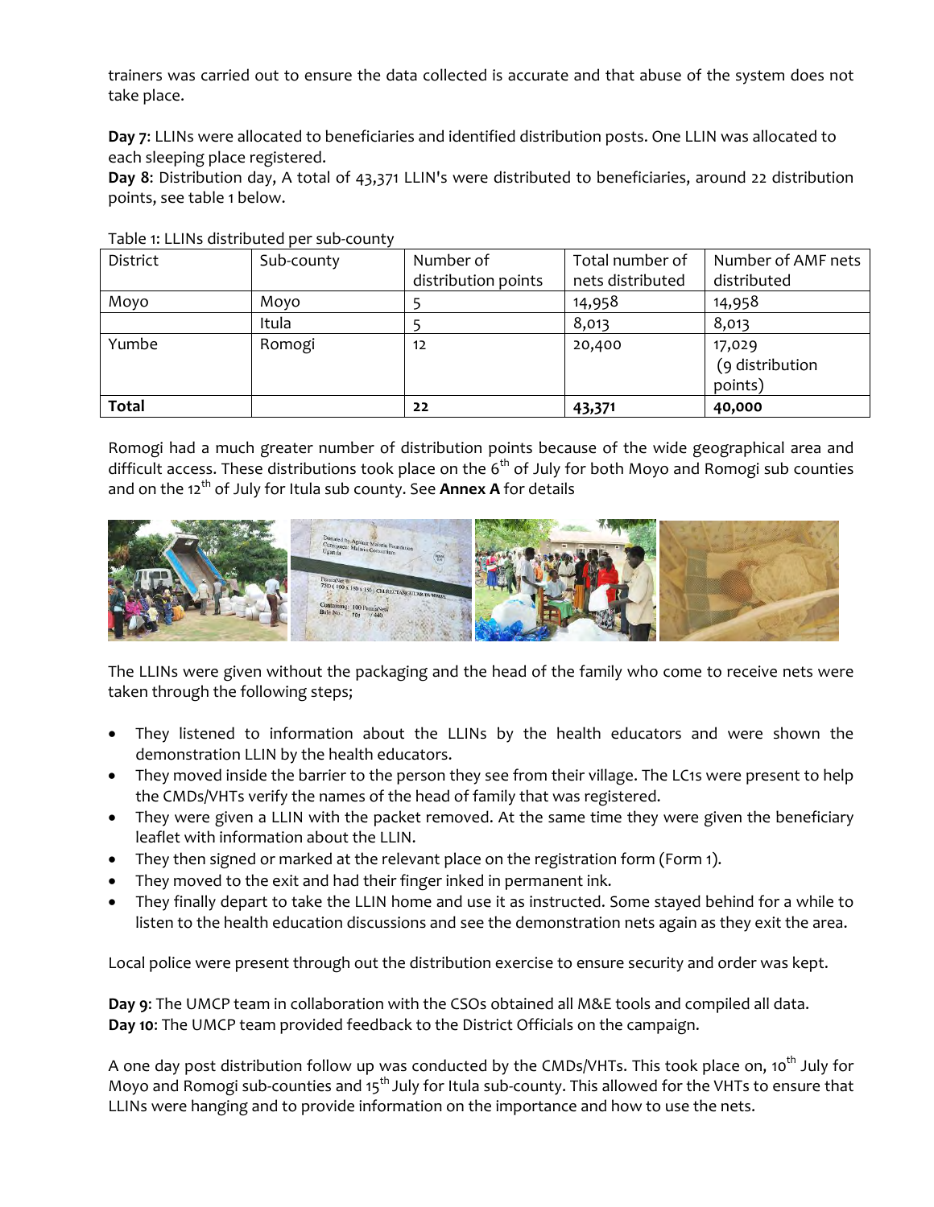trainers was carried out to ensure the data collected is accurate and that abuse of the system does not take place.

**Day 7**: LLINs were allocated to beneficiaries and identified distribution posts. One LLIN was allocated to each sleeping place registered.
**Day 8**: Distribution day, A total of 43,371 LLIN's were distributed to beneficiaries, around 22 distribution points, see table 1 below.

Table 1: LLINs distributed per sub-county

| District | Sub-county | Number of distribution points | Total number of nets distributed | Number of AMF nets distributed |
|---|---|---|---|---|
| Moyo | Moyo | 5 | 14,958 | 14,958 |
| | Itula | 5 | 8,013 | 8,013 |
| Yumbe | Romogi | 12 | 20,400 | 17,029 (9 distribution points) |
| **Total** | | **22** | **43,371** | **40,000** |

Romogi had a much greater number of distribution points because of the wide geographical area and difficult access. These distributions took place on the 6th of July for both Moyo and Romogi sub counties and on the 12th of July for Itula sub county. See **Annex A** for details

The LLINs were given without the packaging and the head of the family who come to receive nets were taken through the following steps;

- They listened to information about the LLINs by the health educators and were shown the demonstration LLIN by the health educators.
- They moved inside the barrier to the person they see from their village. The LC1s were present to help the CMDs/VHTs verify the names of the head of family that was registered.
- They were given a LLIN with the packet removed. At the same time they were given the beneficiary leaflet with information about the LLIN.
- They then signed or marked at the relevant place on the registration form (Form 1).
- They moved to the exit and had their finger inked in permanent ink.
- They finally depart to take the LLIN home and use it as instructed. Some stayed behind for a while to listen to the health education discussions and see the demonstration nets again as they exit the area.

Local police were present through out the distribution exercise to ensure security and order was kept.

**Day 9**: The UMCP team in collaboration with the CSOs obtained all M&E tools and compiled all data.
**Day 10**: The UMCP team provided feedback to the District Officials on the campaign.

A one day post distribution follow up was conducted by the CMDs/VHTs. This took place on, 10th July for Moyo and Romogi sub-counties and 15th July for Itula sub-county. This allowed for the VHTs to ensure that LLINs were hanging and to provide information on the importance and how to use the nets.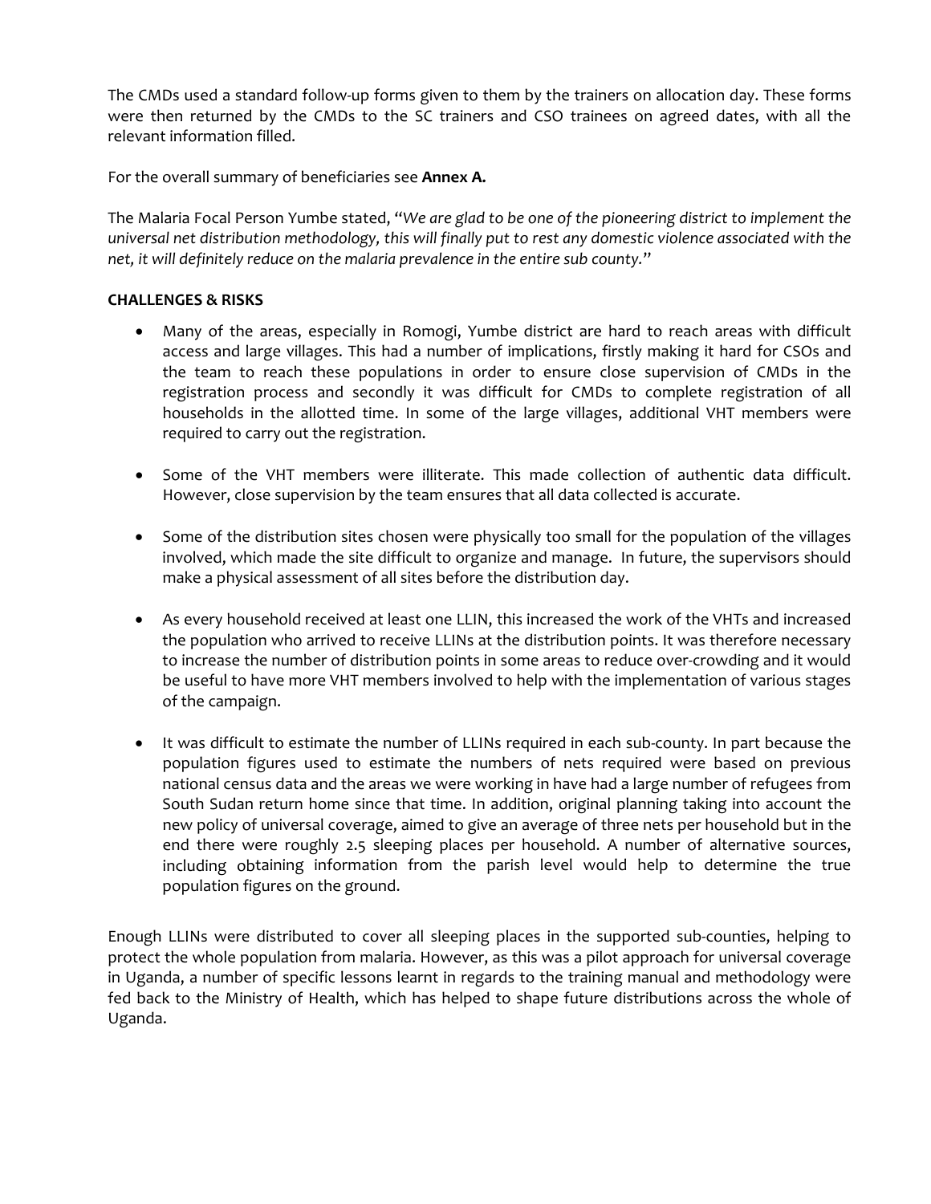The CMDs used a standard follow-up forms given to them by the trainers on allocation day. These forms were then returned by the CMDs to the SC trainers and CSO trainees on agreed dates, with all the relevant information filled.

For the overall summary of beneficiaries see **Annex A.**

The Malaria Focal Person Yumbe stated, "*We are glad to be one of the pioneering district to implement the universal net distribution methodology, this will finally put to rest any domestic violence associated with the net, it will definitely reduce on the malaria prevalence in the entire sub county.*"

**CHALLENGES & RISKS**

- Many of the areas, especially in Romogi, Yumbe district are hard to reach areas with difficult access and large villages. This had a number of implications, firstly making it hard for CSOs and the team to reach these populations in order to ensure close supervision of CMDs in the registration process and secondly it was difficult for CMDs to complete registration of all households in the allotted time. In some of the large villages, additional VHT members were required to carry out the registration.

- Some of the VHT members were illiterate. This made collection of authentic data difficult. However, close supervision by the team ensures that all data collected is accurate.

- Some of the distribution sites chosen were physically too small for the population of the villages involved, which made the site difficult to organize and manage. In future, the supervisors should make a physical assessment of all sites before the distribution day.

- As every household received at least one LLIN, this increased the work of the VHTs and increased the population who arrived to receive LLINs at the distribution points. It was therefore necessary to increase the number of distribution points in some areas to reduce over-crowding and it would be useful to have more VHT members involved to help with the implementation of various stages of the campaign.

- It was difficult to estimate the number of LLINs required in each sub-county. In part because the population figures used to estimate the numbers of nets required were based on previous national census data and the areas we were working in have had a large number of refugees from South Sudan return home since that time. In addition, original planning taking into account the new policy of universal coverage, aimed to give an average of three nets per household but in the end there were roughly 2.5 sleeping places per household. A number of alternative sources, including obtaining information from the parish level would help to determine the true population figures on the ground.

Enough LLINs were distributed to cover all sleeping places in the supported sub-counties, helping to protect the whole population from malaria. However, as this was a pilot approach for universal coverage in Uganda, a number of specific lessons learnt in regards to the training manual and methodology were fed back to the Ministry of Health, which has helped to shape future distributions across the whole of Uganda.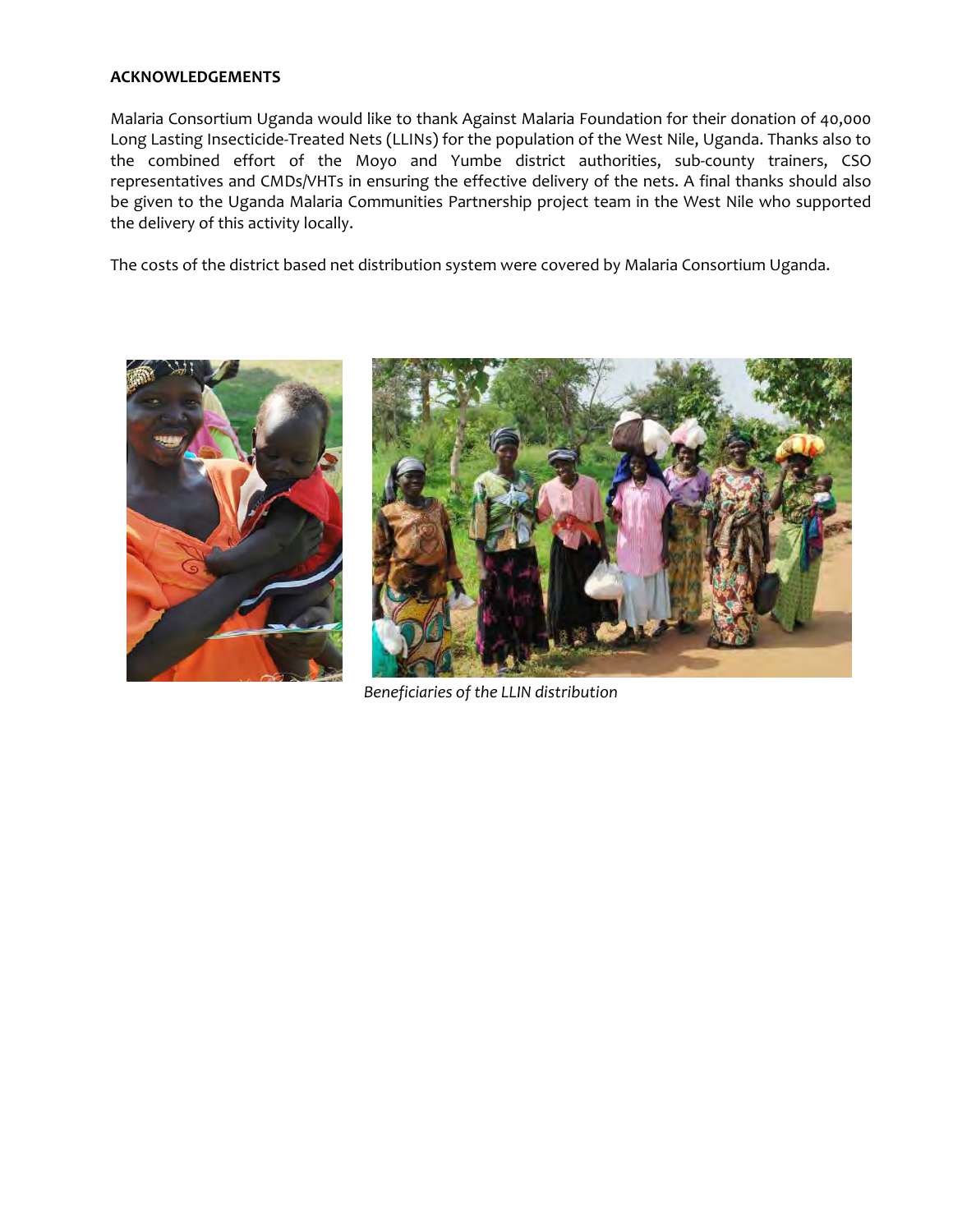**ACKNOWLEDGEMENTS**

Malaria Consortium Uganda would like to thank Against Malaria Foundation for their donation of 40,000 Long Lasting Insecticide-Treated Nets (LLINs) for the population of the West Nile, Uganda. Thanks also to the combined effort of the Moyo and Yumbe district authorities, sub-county trainers, CSO representatives and CMDs/VHTs in ensuring the effective delivery of the nets. A final thanks should also be given to the Uganda Malaria Communities Partnership project team in the West Nile who supported the delivery of this activity locally.

The costs of the district based net distribution system were covered by Malaria Consortium Uganda.

*Beneficiaries of the LLIN distribution*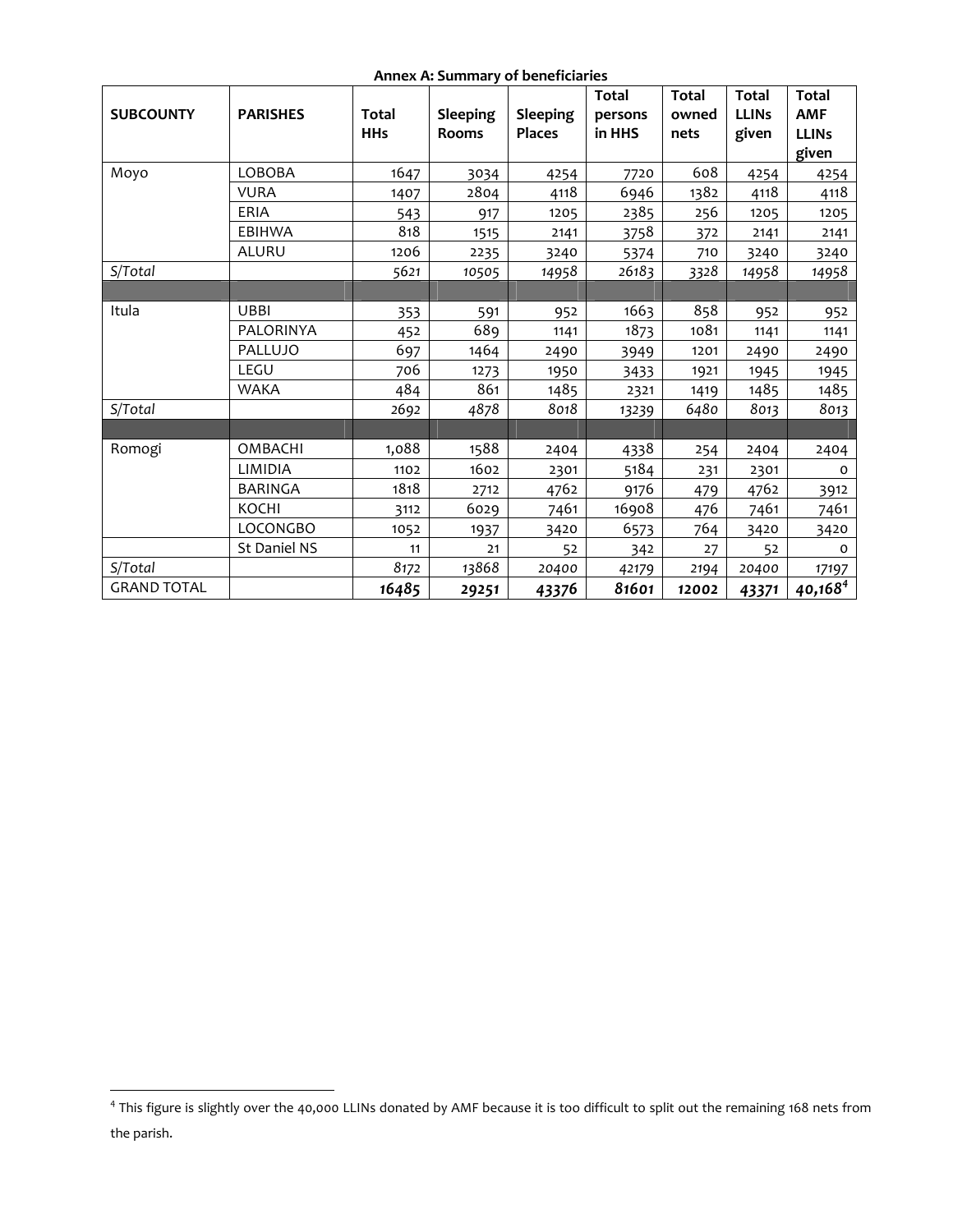**Annex A: Summary of beneficiaries**

| SUBCOUNTY | PARISHES | Total HHs | Sleeping Rooms | Sleeping Places | Total persons in HHS | Total owned nets | Total LLINs given | Total AMF LLINs given |
|---|---|---|---|---|---|---|---|---|
| Moyo | LOBOBA | 1647 | 3034 | 4254 | 7720 | 608 | 4254 | 4254 |
| | VURA | 1407 | 2804 | 4118 | 6946 | 1382 | 4118 | 4118 |
| | ERIA | 543 | 917 | 1205 | 2385 | 256 | 1205 | 1205 |
| | EBIHWA | 818 | 1515 | 2141 | 3758 | 372 | 2141 | 2141 |
| | ALURU | 1206 | 2235 | 3240 | 5374 | 710 | 3240 | 3240 |
| *S/Total* | | *5621* | *10505* | *14958* | *26183* | *3328* | *14958* | *14958* |
| | | | | | | | | |
| Itula | UBBI | 353 | 591 | 952 | 1663 | 858 | 952 | 952 |
| | PALORINYA | 452 | 689 | 1141 | 1873 | 1081 | 1141 | 1141 |
| | PALLUJO | 697 | 1464 | 2490 | 3949 | 1201 | 2490 | 2490 |
| | LEGU | 706 | 1273 | 1950 | 3433 | 1921 | 1945 | 1945 |
| | WAKA | 484 | 861 | 1485 | 2321 | 1419 | 1485 | 1485 |
| *S/Total* | | *2692* | *4878* | *8018* | *13239* | *6480* | *8013* | *8013* |
| | | | | | | | | |
| Romogi | OMBACHI | 1,088 | 1588 | 2404 | 4338 | 254 | 2404 | 2404 |
| | LIMIDIA | 1102 | 1602 | 2301 | 5184 | 231 | 2301 | 0 |
| | BARINGA | 1818 | 2712 | 4762 | 9176 | 479 | 4762 | 3912 |
| | KOCHI | 3112 | 6029 | 7461 | 16908 | 476 | 7461 | 7461 |
| | LOCONGBO | 1052 | 1937 | 3420 | 6573 | 764 | 3420 | 3420 |
| | St Daniel NS | 11 | 21 | 52 | 342 | 27 | 52 | 0 |
| *S/Total* | | *8172* | *13868* | *20400* | *42179* | *2194* | *20400* | *17197* |
| GRAND TOTAL | | ***16485*** | ***29251*** | ***43376*** | ***81601*** | ***12002*** | ***43371*** | ***40,168***[4] |

[4] This figure is slightly over the 40,000 LLINs donated by AMF because it is too difficult to split out the remaining 168 nets from the parish.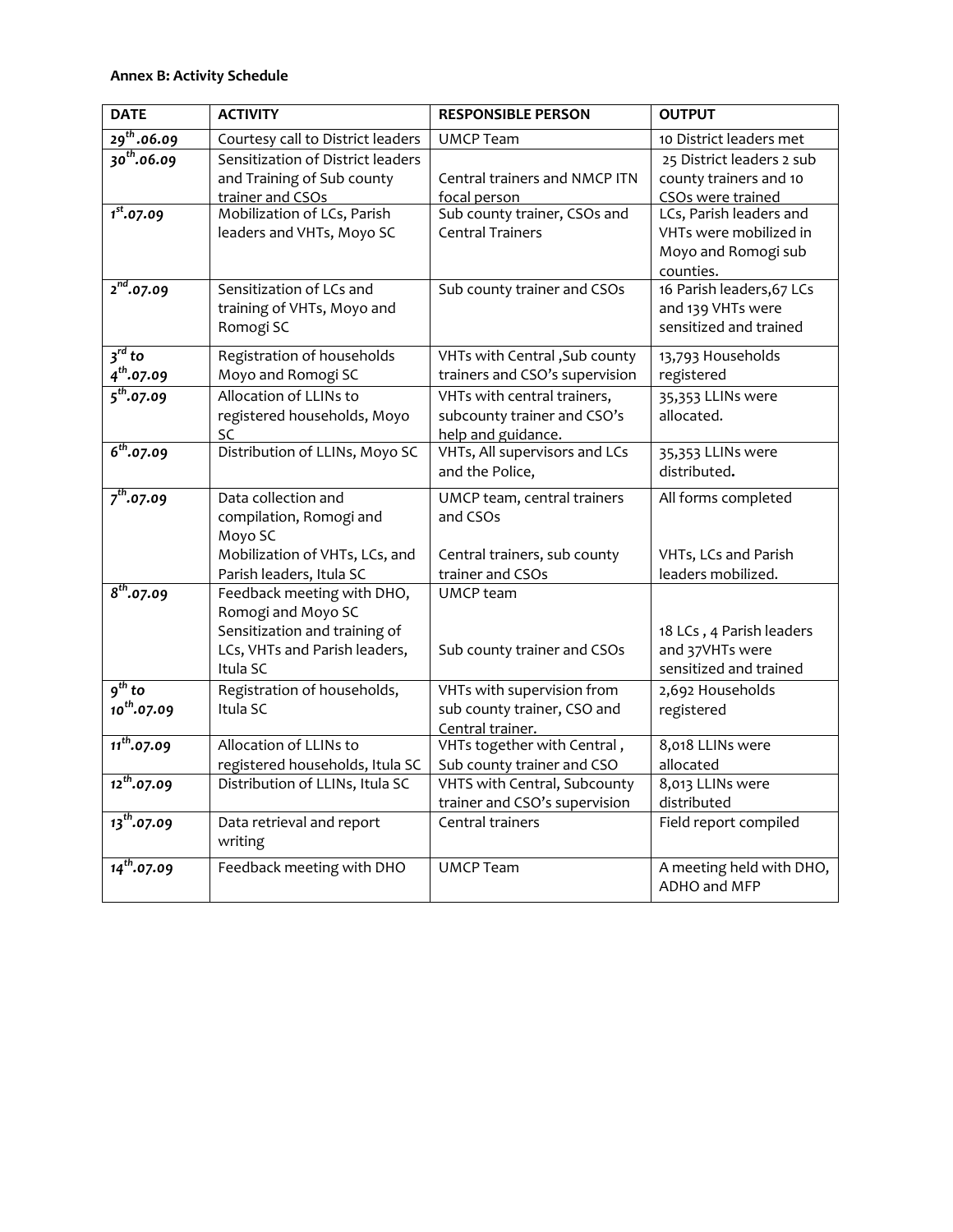**Annex B: Activity Schedule**

| DATE | ACTIVITY | RESPONSIBLE PERSON | OUTPUT |
|---|---|---|---|
| ***29th .06.09*** | Courtesy call to District leaders | UMCP Team | 10 District leaders met |
| ***30th.06.09*** | Sensitization of District leaders and Training of Sub county trainer and CSOs | Central trainers and NMCP ITN focal person | 25 District leaders 2 sub county trainers and 10 CSOs were trained |
| ***1st.07.09*** | Mobilization of LCs, Parish leaders and VHTs, Moyo SC | Sub county trainer, CSOs and Central Trainers | LCs, Parish leaders and VHTs were mobilized in Moyo and Romogi sub counties. |
| ***2nd.07.09*** | Sensitization of LCs and training of VHTs, Moyo and Romogi SC | Sub county trainer and CSOs | 16 Parish leaders,67 LCs and 139 VHTs were sensitized and trained |
| ***3rd to 4th.07.09*** | Registration of households Moyo and Romogi SC | VHTs with Central ,Sub county trainers and CSO's supervision | 13,793 Households registered |
| ***5th.07.09*** | Allocation of LLINs to registered households, Moyo SC | VHTs with central trainers, subcounty trainer and CSO's help and guidance. | 35,353 LLINs were allocated. |
| ***6th.07.09*** | Distribution of LLINs, Moyo SC | VHTs, All supervisors and LCs and the Police, | 35,353 LLINs were distributed**.** |
| ***7th.07.09*** | Data collection and compilation, Romogi and Moyo SC<br>Mobilization of VHTs, LCs, and Parish leaders, Itula SC | UMCP team, central trainers and CSOs<br>Central trainers, sub county trainer and CSOs | All forms completed<br>VHTs, LCs and Parish leaders mobilized. |
| ***8th.07.09*** | Feedback meeting with DHO, Romogi and Moyo SC<br>Sensitization and training of LCs, VHTs and Parish leaders, Itula SC | UMCP team<br>Sub county trainer and CSOs | 18 LCs , 4 Parish leaders and 37VHTs were sensitized and trained |
| ***9th to 10th.07.09*** | Registration of households, Itula SC | VHTs with supervision from sub county trainer, CSO and Central trainer. | 2,692 Households registered |
| ***11th.07.09*** | Allocation of LLINs to registered households, Itula SC | VHTs together with Central , Sub county trainer and CSO | 8,018 LLINs were allocated |
| ***12th.07.09*** | Distribution of LLINs, Itula SC | VHTS with Central, Subcounty trainer and CSO's supervision | 8,013 LLINs were distributed |
| ***13th.07.09*** | Data retrieval and report writing | Central trainers | Field report compiled |
| ***14th.07.09*** | Feedback meeting with DHO | UMCP Team | A meeting held with DHO, ADHO and MFP |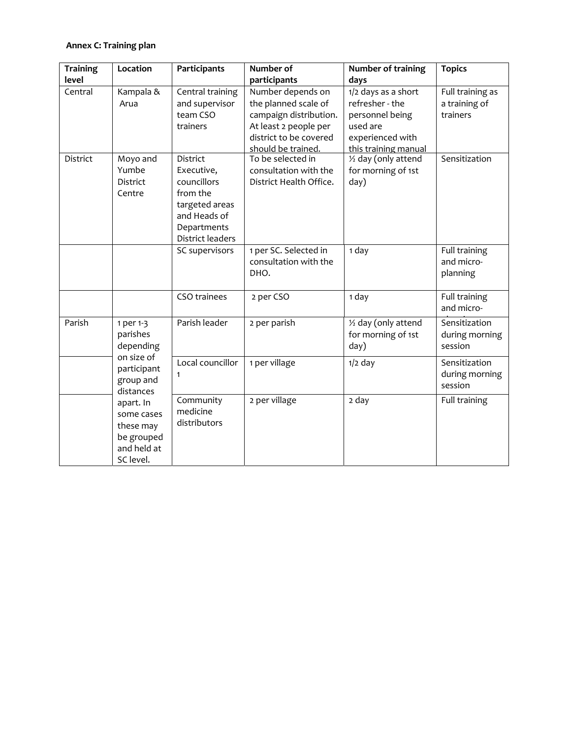**Annex C: Training plan**

| Training level | Location | Participants | Number of participants | Number of training days | Topics |
|---|---|---|---|---|---|
| Central | Kampala & Arua | Central training and supervisor team CSO trainers | Number depends on the planned scale of campaign distribution. At least 2 people per district to be covered should be trained. | 1/2 days as a short refresher - the personnel being used are experienced with this training manual | Full training as a training of trainers |
| District | Moyo and Yumbe District Centre | District Executive, councillors from the targeted areas and Heads of Departments District leaders | To be selected in consultation with the District Health Office. | ½ day (only attend for morning of 1st day) | Sensitization |
| | | SC supervisors | 1 per SC. Selected in consultation with the DHO. | 1 day | Full training and micro-planning |
| | | CSO trainees | 2 per CSO | 1 day | Full training and micro-planning |
| Parish | 1 per 1-3 parishes depending on size of participant group and distances apart. In some cases these may be grouped and held at SC level. | Parish leader | 2 per parish | ½ day (only attend for morning of 1st day) | Sensitization during morning session |
| | | Local councillor 1 | 1 per village | 1/2 day | Sensitization during morning session |
| | | Community medicine distributors | 2 per village | 2 day | Full training |